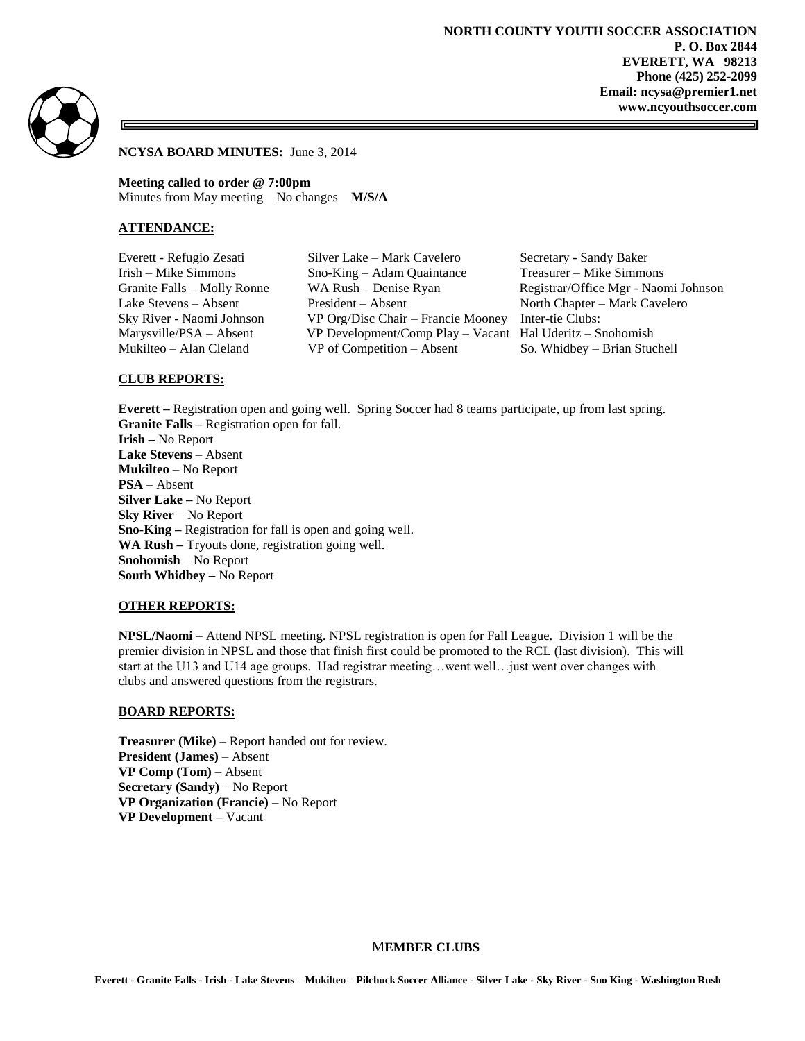**NORTH COUNTY YOUTH SOCCER ASSOCIATION**
**P. O. Box 2844**
**EVERETT, WA 98213**
**Phone (425) 252-2099**
**Email: ncysa@premier1.net**
**www.ncyouthsoccer.com**

**NCYSA BOARD MINUTES:** June 3, 2014

**Meeting called to order @ 7:00pm**
Minutes from May meeting – No changes **M/S/A**

## ATTENDANCE:

| | | |
|---|---|---|
| Everett - Refugio Zesati | Silver Lake – Mark Cavelero | Secretary - Sandy Baker |
| Irish – Mike Simmons | Sno-King – Adam Quaintance | Treasurer – Mike Simmons |
| Granite Falls – Molly Ronne | WA Rush – Denise Ryan | Registrar/Office Mgr - Naomi Johnson |
| Lake Stevens – Absent | President – Absent | North Chapter – Mark Cavelero |
| Sky River - Naomi Johnson | VP Org/Disc Chair – Francie Mooney | Inter-tie Clubs: |
| Marysville/PSA – Absent | VP Development/Comp Play – Vacant | Hal Uderitz – Snohomish |
| Mukilteo – Alan Cleland | VP of Competition – Absent | So. Whidbey – Brian Stuchell |

## CLUB REPORTS:

**Everett –** Registration open and going well. Spring Soccer had 8 teams participate, up from last spring.
**Granite Falls –** Registration open for fall.
**Irish –** No Report
**Lake Stevens** – Absent
**Mukilteo** – No Report
**PSA** – Absent
**Silver Lake –** No Report
**Sky River** – No Report
**Sno-King –** Registration for fall is open and going well.
**WA Rush –** Tryouts done, registration going well.
**Snohomish** – No Report
**South Whidbey –** No Report

## OTHER REPORTS:

**NPSL/Naomi** – Attend NPSL meeting. NPSL registration is open for Fall League. Division 1 will be the premier division in NPSL and those that finish first could be promoted to the RCL (last division). This will start at the U13 and U14 age groups. Had registrar meeting…went well…just went over changes with clubs and answered questions from the registrars.

## BOARD REPORTS:

**Treasurer (Mike)** – Report handed out for review.
**President (James)** – Absent
**VP Comp (Tom)** – Absent
**Secretary (Sandy)** – No Report
**VP Organization (Francie)** – No Report
**VP Development –** Vacant

**MEMBER CLUBS**

**Everett - Granite Falls - Irish - Lake Stevens – Mukilteo – Pilchuck Soccer Alliance - Silver Lake - Sky River - Sno King - Washington Rush**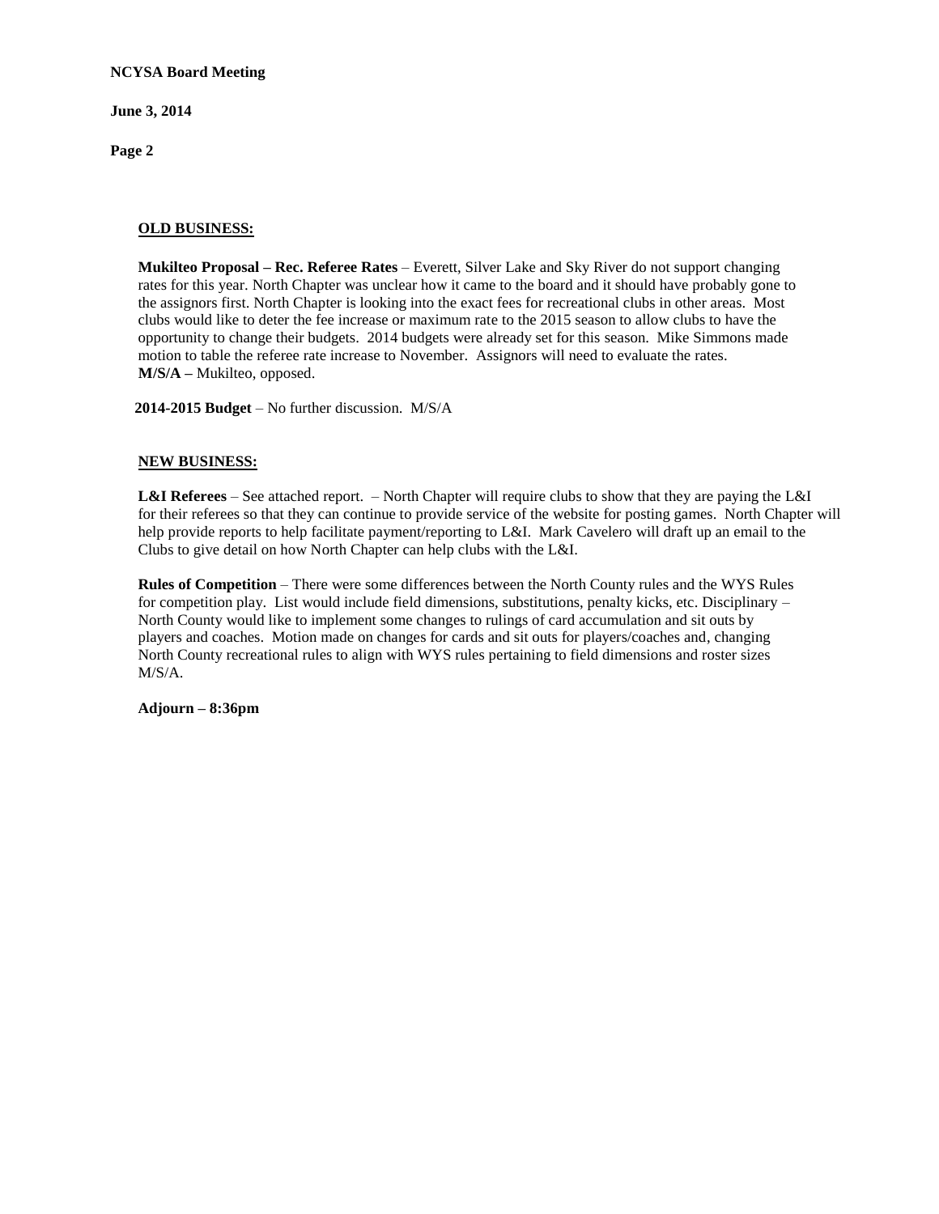**OLD BUSINESS:**

**Mukilteo Proposal – Rec. Referee Rates** – Everett, Silver Lake and Sky River do not support changing rates for this year. North Chapter was unclear how it came to the board and it should have probably gone to the assignors first. North Chapter is looking into the exact fees for recreational clubs in other areas. Most clubs would like to deter the fee increase or maximum rate to the 2015 season to allow clubs to have the opportunity to change their budgets. 2014 budgets were already set for this season. Mike Simmons made motion to table the referee rate increase to November. Assignors will need to evaluate the rates.
**M/S/A –** Mukilteo, opposed.

**2014-2015 Budget** – No further discussion. M/S/A

**NEW BUSINESS:**

**L&I Referees** – See attached report. – North Chapter will require clubs to show that they are paying the L&I for their referees so that they can continue to provide service of the website for posting games. North Chapter will help provide reports to help facilitate payment/reporting to L&I. Mark Cavelero will draft up an email to the Clubs to give detail on how North Chapter can help clubs with the L&I.

**Rules of Competition** – There were some differences between the North County rules and the WYS Rules for competition play. List would include field dimensions, substitutions, penalty kicks, etc. Disciplinary – North County would like to implement some changes to rulings of card accumulation and sit outs by players and coaches. Motion made on changes for cards and sit outs for players/coaches and, changing North County recreational rules to align with WYS rules pertaining to field dimensions and roster sizes M/S/A.

**Adjourn – 8:36pm**